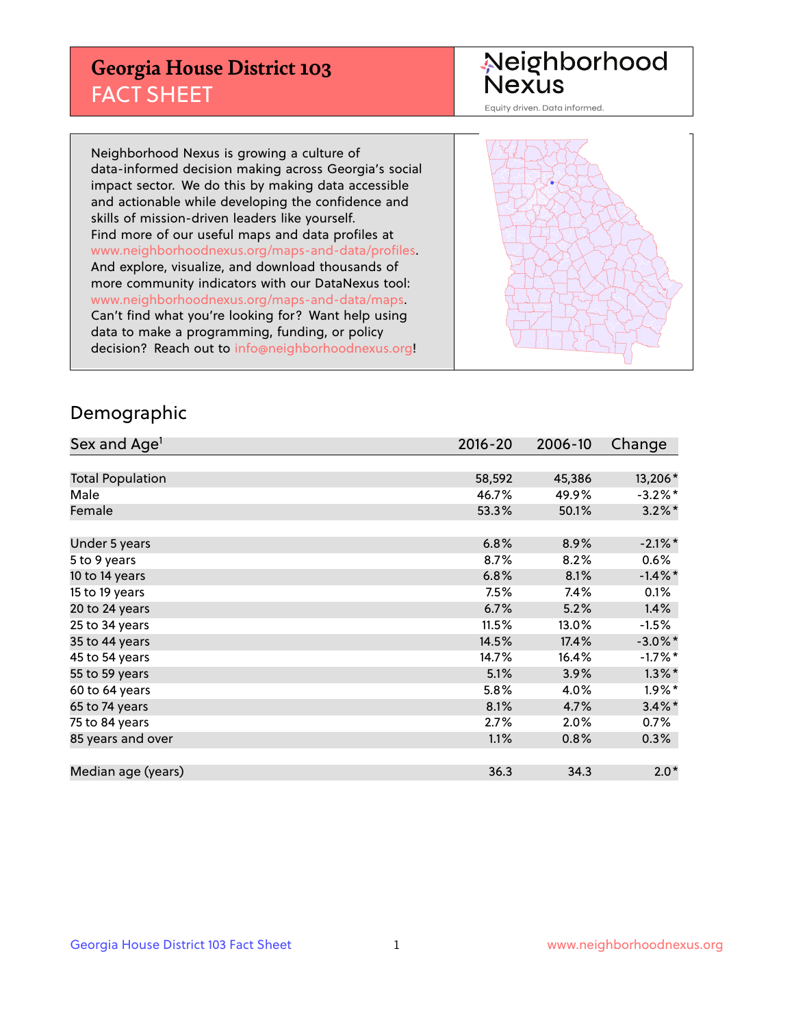# Georgia House District 103
## FACT SHEET

Neighborhood Nexus
Equity driven. Data informed.

Neighborhood Nexus is growing a culture of data-informed decision making across Georgia's social impact sector. We do this by making data accessible and actionable while developing the confidence and skills of mission-driven leaders like yourself. Find more of our useful maps and data profiles at www.neighborhoodnexus.org/maps-and-data/profiles. And explore, visualize, and download thousands of more community indicators with our DataNexus tool: www.neighborhoodnexus.org/maps-and-data/maps. Can't find what you're looking for? Want help using data to make a programming, funding, or policy decision? Reach out to info@neighborhoodnexus.org!

## Demographic

| Sex and Age[1] | 2016-20 | 2006-10 | Change |
|---|---|---|---|
| Total Population | 58,592 | 45,386 | 13,206* |
| Male | 46.7% | 49.9% | -3.2%* |
| Female | 53.3% | 50.1% | 3.2%* |
| Under 5 years | 6.8% | 8.9% | -2.1%* |
| 5 to 9 years | 8.7% | 8.2% | 0.6% |
| 10 to 14 years | 6.8% | 8.1% | -1.4%* |
| 15 to 19 years | 7.5% | 7.4% | 0.1% |
| 20 to 24 years | 6.7% | 5.2% | 1.4% |
| 25 to 34 years | 11.5% | 13.0% | -1.5% |
| 35 to 44 years | 14.5% | 17.4% | -3.0%* |
| 45 to 54 years | 14.7% | 16.4% | -1.7%* |
| 55 to 59 years | 5.1% | 3.9% | 1.3%* |
| 60 to 64 years | 5.8% | 4.0% | 1.9%* |
| 65 to 74 years | 8.1% | 4.7% | 3.4%* |
| 75 to 84 years | 2.7% | 2.0% | 0.7% |
| 85 years and over | 1.1% | 0.8% | 0.3% |
| Median age (years) | 36.3 | 34.3 | 2.0* |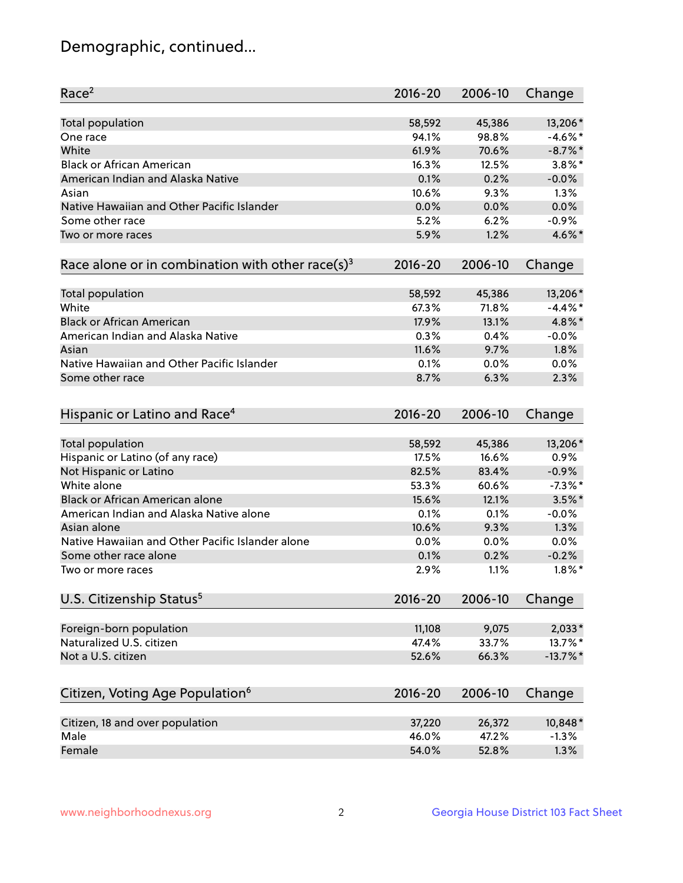# Demographic, continued...

| Race[2] | 2016-20 | 2006-10 | Change |
|---|---|---|---|
| Total population | 58,592 | 45,386 | 13,206* |
| One race | 94.1% | 98.8% | -4.6%* |
| White | 61.9% | 70.6% | -8.7%* |
| Black or African American | 16.3% | 12.5% | 3.8%* |
| American Indian and Alaska Native | 0.1% | 0.2% | -0.0% |
| Asian | 10.6% | 9.3% | 1.3% |
| Native Hawaiian and Other Pacific Islander | 0.0% | 0.0% | 0.0% |
| Some other race | 5.2% | 6.2% | -0.9% |
| Two or more races | 5.9% | 1.2% | 4.6%* |

| Race alone or in combination with other race(s)[3] | 2016-20 | 2006-10 | Change |
|---|---|---|---|
| Total population | 58,592 | 45,386 | 13,206* |
| White | 67.3% | 71.8% | -4.4%* |
| Black or African American | 17.9% | 13.1% | 4.8%* |
| American Indian and Alaska Native | 0.3% | 0.4% | -0.0% |
| Asian | 11.6% | 9.7% | 1.8% |
| Native Hawaiian and Other Pacific Islander | 0.1% | 0.0% | 0.0% |
| Some other race | 8.7% | 6.3% | 2.3% |

| Hispanic or Latino and Race[4] | 2016-20 | 2006-10 | Change |
|---|---|---|---|
| Total population | 58,592 | 45,386 | 13,206* |
| Hispanic or Latino (of any race) | 17.5% | 16.6% | 0.9% |
| Not Hispanic or Latino | 82.5% | 83.4% | -0.9% |
| White alone | 53.3% | 60.6% | -7.3%* |
| Black or African American alone | 15.6% | 12.1% | 3.5%* |
| American Indian and Alaska Native alone | 0.1% | 0.1% | -0.0% |
| Asian alone | 10.6% | 9.3% | 1.3% |
| Native Hawaiian and Other Pacific Islander alone | 0.0% | 0.0% | 0.0% |
| Some other race alone | 0.1% | 0.2% | -0.2% |
| Two or more races | 2.9% | 1.1% | 1.8%* |

| U.S. Citizenship Status[5] | 2016-20 | 2006-10 | Change |
|---|---|---|---|
| Foreign-born population | 11,108 | 9,075 | 2,033* |
| Naturalized U.S. citizen | 47.4% | 33.7% | 13.7%* |
| Not a U.S. citizen | 52.6% | 66.3% | -13.7%* |

| Citizen, Voting Age Population[6] | 2016-20 | 2006-10 | Change |
|---|---|---|---|
| Citizen, 18 and over population | 37,220 | 26,372 | 10,848* |
| Male | 46.0% | 47.2% | -1.3% |
| Female | 54.0% | 52.8% | 1.3% |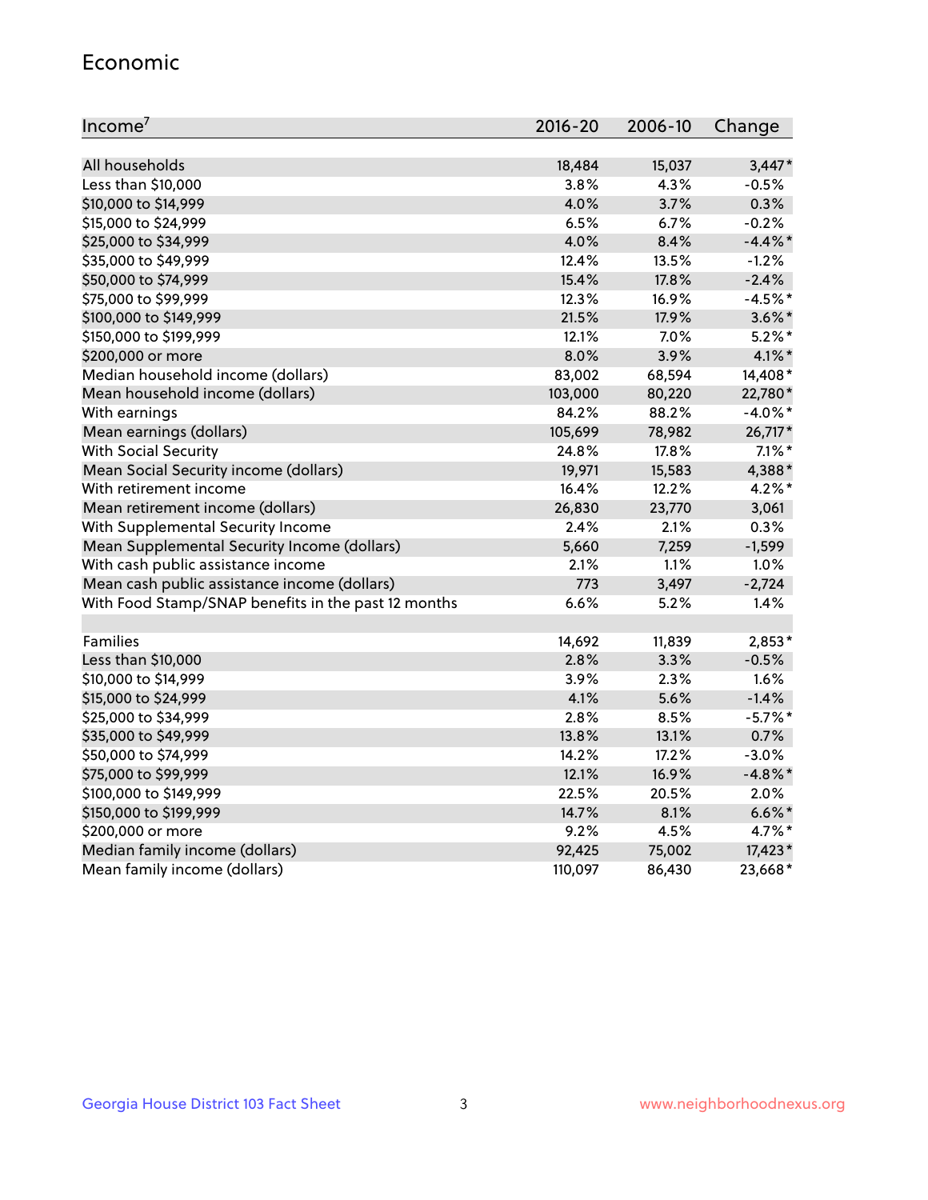## Economic

| Income[7] | 2016-20 | 2006-10 | Change |
|---|---|---|---|
| All households | 18,484 | 15,037 | 3,447* |
| Less than $10,000 | 3.8% | 4.3% | -0.5% |
| $10,000 to $14,999 | 4.0% | 3.7% | 0.3% |
| $15,000 to $24,999 | 6.5% | 6.7% | -0.2% |
| $25,000 to $34,999 | 4.0% | 8.4% | -4.4%* |
| $35,000 to $49,999 | 12.4% | 13.5% | -1.2% |
| $50,000 to $74,999 | 15.4% | 17.8% | -2.4% |
| $75,000 to $99,999 | 12.3% | 16.9% | -4.5%* |
| $100,000 to $149,999 | 21.5% | 17.9% | 3.6%* |
| $150,000 to $199,999 | 12.1% | 7.0% | 5.2%* |
| $200,000 or more | 8.0% | 3.9% | 4.1%* |
| Median household income (dollars) | 83,002 | 68,594 | 14,408* |
| Mean household income (dollars) | 103,000 | 80,220 | 22,780* |
| With earnings | 84.2% | 88.2% | -4.0%* |
| Mean earnings (dollars) | 105,699 | 78,982 | 26,717* |
| With Social Security | 24.8% | 17.8% | 7.1%* |
| Mean Social Security income (dollars) | 19,971 | 15,583 | 4,388* |
| With retirement income | 16.4% | 12.2% | 4.2%* |
| Mean retirement income (dollars) | 26,830 | 23,770 | 3,061 |
| With Supplemental Security Income | 2.4% | 2.1% | 0.3% |
| Mean Supplemental Security Income (dollars) | 5,660 | 7,259 | -1,599 |
| With cash public assistance income | 2.1% | 1.1% | 1.0% |
| Mean cash public assistance income (dollars) | 773 | 3,497 | -2,724 |
| With Food Stamp/SNAP benefits in the past 12 months | 6.6% | 5.2% | 1.4% |
| | | | |
| Families | 14,692 | 11,839 | 2,853* |
| Less than $10,000 | 2.8% | 3.3% | -0.5% |
| $10,000 to $14,999 | 3.9% | 2.3% | 1.6% |
| $15,000 to $24,999 | 4.1% | 5.6% | -1.4% |
| $25,000 to $34,999 | 2.8% | 8.5% | -5.7%* |
| $35,000 to $49,999 | 13.8% | 13.1% | 0.7% |
| $50,000 to $74,999 | 14.2% | 17.2% | -3.0% |
| $75,000 to $99,999 | 12.1% | 16.9% | -4.8%* |
| $100,000 to $149,999 | 22.5% | 20.5% | 2.0% |
| $150,000 to $199,999 | 14.7% | 8.1% | 6.6%* |
| $200,000 or more | 9.2% | 4.5% | 4.7%* |
| Median family income (dollars) | 92,425 | 75,002 | 17,423* |
| Mean family income (dollars) | 110,097 | 86,430 | 23,668* |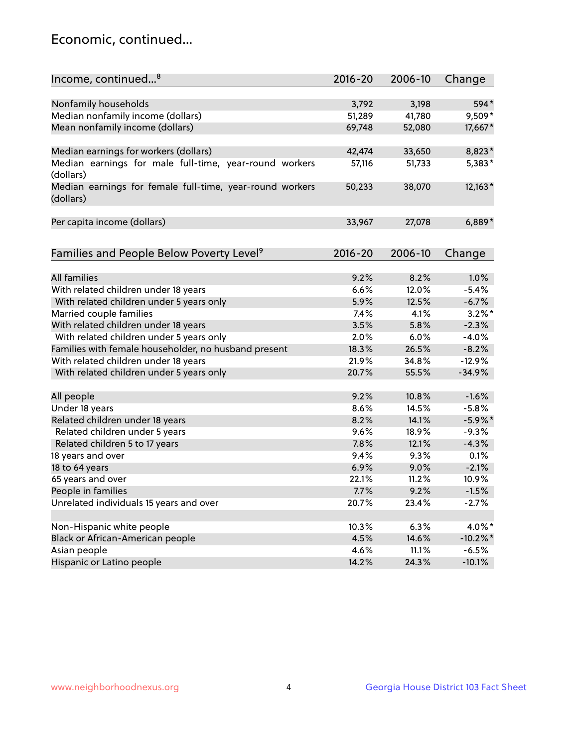## Economic, continued...

| Income, continued...[8] | 2016-20 | 2006-10 | Change |
|---|---|---|---|
| Nonfamily households | 3,792 | 3,198 | 594* |
| Median nonfamily income (dollars) | 51,289 | 41,780 | 9,509* |
| Mean nonfamily income (dollars) | 69,748 | 52,080 | 17,667* |
| Median earnings for workers (dollars) | 42,474 | 33,650 | 8,823* |
| Median earnings for male full-time, year-round workers (dollars) | 57,116 | 51,733 | 5,383* |
| Median earnings for female full-time, year-round workers (dollars) | 50,233 | 38,070 | 12,163* |
| Per capita income (dollars) | 33,967 | 27,078 | 6,889* |

| Families and People Below Poverty Level[9] | 2016-20 | 2006-10 | Change |
|---|---|---|---|
| All families | 9.2% | 8.2% | 1.0% |
| With related children under 18 years | 6.6% | 12.0% | -5.4% |
| With related children under 5 years only | 5.9% | 12.5% | -6.7% |
| Married couple families | 7.4% | 4.1% | 3.2%* |
| With related children under 18 years | 3.5% | 5.8% | -2.3% |
| With related children under 5 years only | 2.0% | 6.0% | -4.0% |
| Families with female householder, no husband present | 18.3% | 26.5% | -8.2% |
| With related children under 18 years | 21.9% | 34.8% | -12.9% |
| With related children under 5 years only | 20.7% | 55.5% | -34.9% |
| All people | 9.2% | 10.8% | -1.6% |
| Under 18 years | 8.6% | 14.5% | -5.8% |
| Related children under 18 years | 8.2% | 14.1% | -5.9%* |
| Related children under 5 years | 9.6% | 18.9% | -9.3% |
| Related children 5 to 17 years | 7.8% | 12.1% | -4.3% |
| 18 years and over | 9.4% | 9.3% | 0.1% |
| 18 to 64 years | 6.9% | 9.0% | -2.1% |
| 65 years and over | 22.1% | 11.2% | 10.9% |
| People in families | 7.7% | 9.2% | -1.5% |
| Unrelated individuals 15 years and over | 20.7% | 23.4% | -2.7% |
| Non-Hispanic white people | 10.3% | 6.3% | 4.0%* |
| Black or African-American people | 4.5% | 14.6% | -10.2%* |
| Asian people | 4.6% | 11.1% | -6.5% |
| Hispanic or Latino people | 14.2% | 24.3% | -10.1% |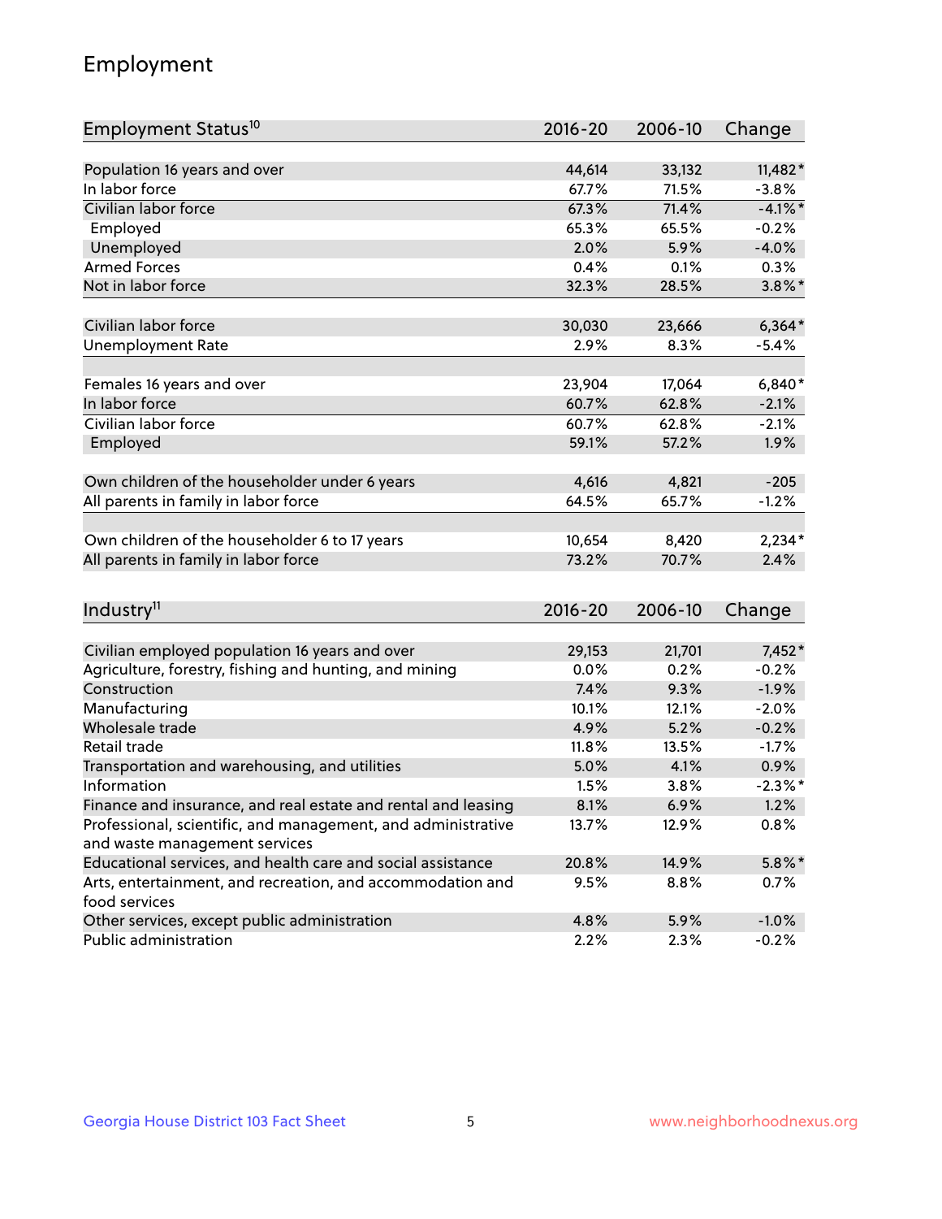# Employment

| Employment Status[10] | 2016-20 | 2006-10 | Change |
|---|---|---|---|
| Population 16 years and over | 44,614 | 33,132 | 11,482* |
| In labor force | 67.7% | 71.5% | -3.8% |
| Civilian labor force | 67.3% | 71.4% | -4.1%* |
| Employed | 65.3% | 65.5% | -0.2% |
| Unemployed | 2.0% | 5.9% | -4.0% |
| Armed Forces | 0.4% | 0.1% | 0.3% |
| Not in labor force | 32.3% | 28.5% | 3.8%* |
| | | | |
| Civilian labor force | 30,030 | 23,666 | 6,364* |
| Unemployment Rate | 2.9% | 8.3% | -5.4% |
| | | | |
| Females 16 years and over | 23,904 | 17,064 | 6,840* |
| In labor force | 60.7% | 62.8% | -2.1% |
| Civilian labor force | 60.7% | 62.8% | -2.1% |
| Employed | 59.1% | 57.2% | 1.9% |
| | | | |
| Own children of the householder under 6 years | 4,616 | 4,821 | -205 |
| All parents in family in labor force | 64.5% | 65.7% | -1.2% |
| | | | |
| Own children of the householder 6 to 17 years | 10,654 | 8,420 | 2,234* |
| All parents in family in labor force | 73.2% | 70.7% | 2.4% |

| Industry[11] | 2016-20 | 2006-10 | Change |
|---|---|---|---|
| Civilian employed population 16 years and over | 29,153 | 21,701 | 7,452* |
| Agriculture, forestry, fishing and hunting, and mining | 0.0% | 0.2% | -0.2% |
| Construction | 7.4% | 9.3% | -1.9% |
| Manufacturing | 10.1% | 12.1% | -2.0% |
| Wholesale trade | 4.9% | 5.2% | -0.2% |
| Retail trade | 11.8% | 13.5% | -1.7% |
| Transportation and warehousing, and utilities | 5.0% | 4.1% | 0.9% |
| Information | 1.5% | 3.8% | -2.3%* |
| Finance and insurance, and real estate and rental and leasing | 8.1% | 6.9% | 1.2% |
| Professional, scientific, and management, and administrative and waste management services | 13.7% | 12.9% | 0.8% |
| Educational services, and health care and social assistance | 20.8% | 14.9% | 5.8%* |
| Arts, entertainment, and recreation, and accommodation and food services | 9.5% | 8.8% | 0.7% |
| Other services, except public administration | 4.8% | 5.9% | -1.0% |
| Public administration | 2.2% | 2.3% | -0.2% |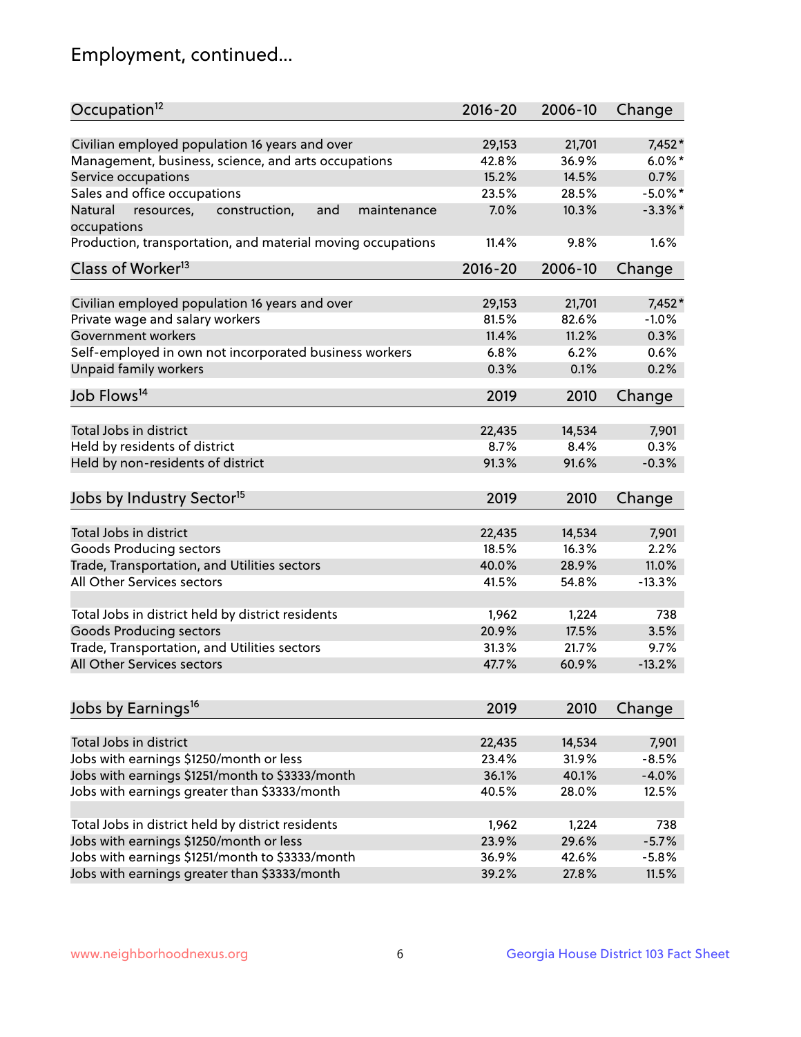## Employment, continued...

| Occupation[12] | 2016-20 | 2006-10 | Change |
|---|---|---|---|
| Civilian employed population 16 years and over | 29,153 | 21,701 | 7,452* |
| Management, business, science, and arts occupations | 42.8% | 36.9% | 6.0%* |
| Service occupations | 15.2% | 14.5% | 0.7% |
| Sales and office occupations | 23.5% | 28.5% | -5.0%* |
| Natural resources, construction, and maintenance occupations | 7.0% | 10.3% | -3.3%* |
| Production, transportation, and material moving occupations | 11.4% | 9.8% | 1.6% |

| Class of Worker[13] | 2016-20 | 2006-10 | Change |
|---|---|---|---|
| Civilian employed population 16 years and over | 29,153 | 21,701 | 7,452* |
| Private wage and salary workers | 81.5% | 82.6% | -1.0% |
| Government workers | 11.4% | 11.2% | 0.3% |
| Self-employed in own not incorporated business workers | 6.8% | 6.2% | 0.6% |
| Unpaid family workers | 0.3% | 0.1% | 0.2% |

| Job Flows[14] | 2019 | 2010 | Change |
|---|---|---|---|
| Total Jobs in district | 22,435 | 14,534 | 7,901 |
| Held by residents of district | 8.7% | 8.4% | 0.3% |
| Held by non-residents of district | 91.3% | 91.6% | -0.3% |

| Jobs by Industry Sector[15] | 2019 | 2010 | Change |
|---|---|---|---|
| Total Jobs in district | 22,435 | 14,534 | 7,901 |
| Goods Producing sectors | 18.5% | 16.3% | 2.2% |
| Trade, Transportation, and Utilities sectors | 40.0% | 28.9% | 11.0% |
| All Other Services sectors | 41.5% | 54.8% | -13.3% |
| | | | |
| Total Jobs in district held by district residents | 1,962 | 1,224 | 738 |
| Goods Producing sectors | 20.9% | 17.5% | 3.5% |
| Trade, Transportation, and Utilities sectors | 31.3% | 21.7% | 9.7% |
| All Other Services sectors | 47.7% | 60.9% | -13.2% |

| Jobs by Earnings[16] | 2019 | 2010 | Change |
|---|---|---|---|
| Total Jobs in district | 22,435 | 14,534 | 7,901 |
| Jobs with earnings $1250/month or less | 23.4% | 31.9% | -8.5% |
| Jobs with earnings $1251/month to $3333/month | 36.1% | 40.1% | -4.0% |
| Jobs with earnings greater than $3333/month | 40.5% | 28.0% | 12.5% |
| | | | |
| Total Jobs in district held by district residents | 1,962 | 1,224 | 738 |
| Jobs with earnings $1250/month or less | 23.9% | 29.6% | -5.7% |
| Jobs with earnings $1251/month to $3333/month | 36.9% | 42.6% | -5.8% |
| Jobs with earnings greater than $3333/month | 39.2% | 27.8% | 11.5% |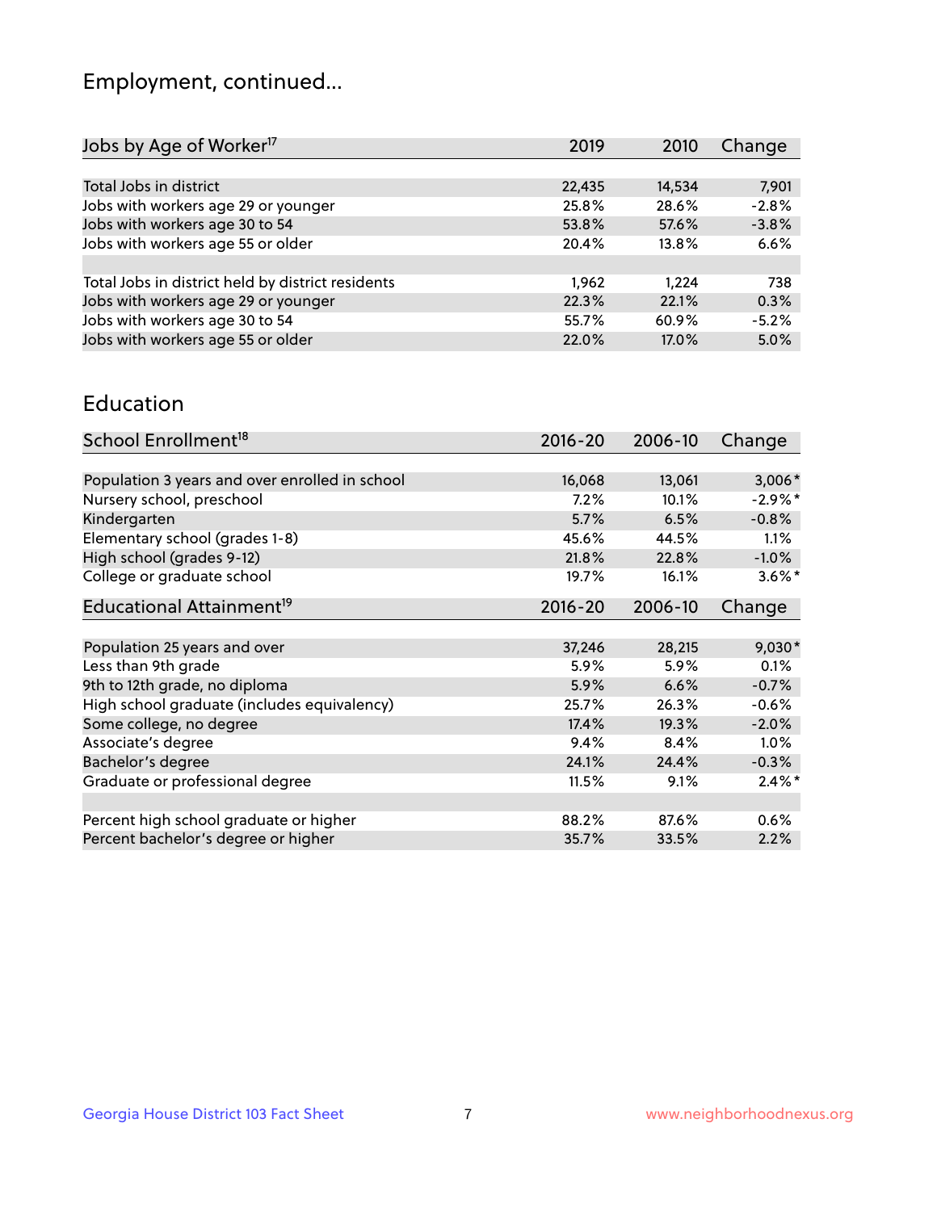# Employment, continued...

| Jobs by Age of Worker[17] | 2019 | 2010 | Change |
|---|---|---|---|
| | | | |
| Total Jobs in district | 22,435 | 14,534 | 7,901 |
| Jobs with workers age 29 or younger | 25.8% | 28.6% | -2.8% |
| Jobs with workers age 30 to 54 | 53.8% | 57.6% | -3.8% |
| Jobs with workers age 55 or older | 20.4% | 13.8% | 6.6% |
| | | | |
| Total Jobs in district held by district residents | 1,962 | 1,224 | 738 |
| Jobs with workers age 29 or younger | 22.3% | 22.1% | 0.3% |
| Jobs with workers age 30 to 54 | 55.7% | 60.9% | -5.2% |
| Jobs with workers age 55 or older | 22.0% | 17.0% | 5.0% |

## Education

| School Enrollment[18] | 2016-20 | 2006-10 | Change |
|---|---|---|---|
| | | | |
| Population 3 years and over enrolled in school | 16,068 | 13,061 | 3,006* |
| Nursery school, preschool | 7.2% | 10.1% | -2.9%* |
| Kindergarten | 5.7% | 6.5% | -0.8% |
| Elementary school (grades 1-8) | 45.6% | 44.5% | 1.1% |
| High school (grades 9-12) | 21.8% | 22.8% | -1.0% |
| College or graduate school | 19.7% | 16.1% | 3.6%* |

| Educational Attainment[19] | 2016-20 | 2006-10 | Change |
|---|---|---|---|
| | | | |
| Population 25 years and over | 37,246 | 28,215 | 9,030* |
| Less than 9th grade | 5.9% | 5.9% | 0.1% |
| 9th to 12th grade, no diploma | 5.9% | 6.6% | -0.7% |
| High school graduate (includes equivalency) | 25.7% | 26.3% | -0.6% |
| Some college, no degree | 17.4% | 19.3% | -2.0% |
| Associate's degree | 9.4% | 8.4% | 1.0% |
| Bachelor's degree | 24.1% | 24.4% | -0.3% |
| Graduate or professional degree | 11.5% | 9.1% | 2.4%* |
| | | | |
| Percent high school graduate or higher | 88.2% | 87.6% | 0.6% |
| Percent bachelor's degree or higher | 35.7% | 33.5% | 2.2% |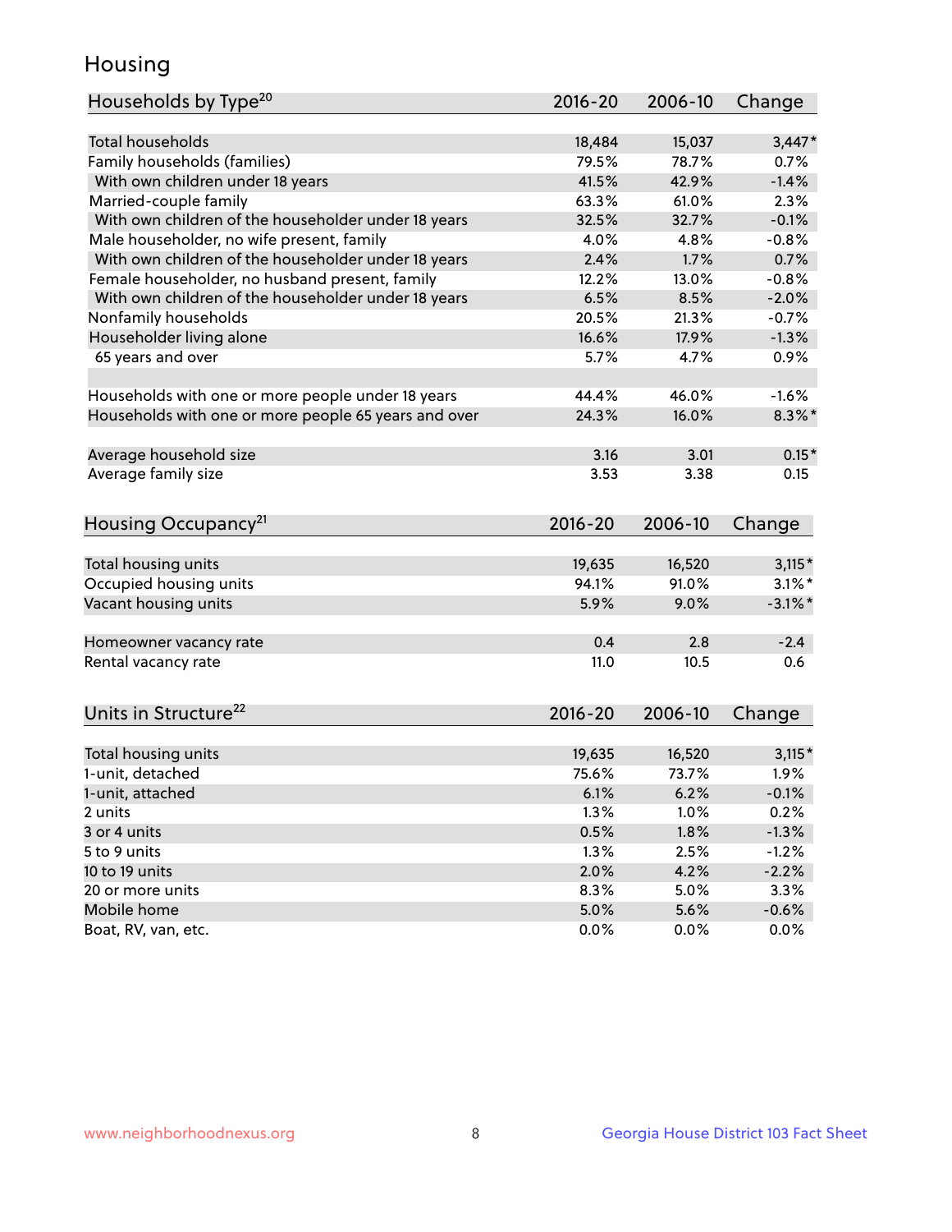## Housing

| Households by Type[20] | 2016-20 | 2006-10 | Change |
|---|---|---|---|
| Total households | 18,484 | 15,037 | 3,447* |
| Family households (families) | 79.5% | 78.7% | 0.7% |
| With own children under 18 years | 41.5% | 42.9% | -1.4% |
| Married-couple family | 63.3% | 61.0% | 2.3% |
| With own children of the householder under 18 years | 32.5% | 32.7% | -0.1% |
| Male householder, no wife present, family | 4.0% | 4.8% | -0.8% |
| With own children of the householder under 18 years | 2.4% | 1.7% | 0.7% |
| Female householder, no husband present, family | 12.2% | 13.0% | -0.8% |
| With own children of the householder under 18 years | 6.5% | 8.5% | -2.0% |
| Nonfamily households | 20.5% | 21.3% | -0.7% |
| Householder living alone | 16.6% | 17.9% | -1.3% |
| 65 years and over | 5.7% | 4.7% | 0.9% |
| | | | |
| Households with one or more people under 18 years | 44.4% | 46.0% | -1.6% |
| Households with one or more people 65 years and over | 24.3% | 16.0% | 8.3%* |
| | | | |
| Average household size | 3.16 | 3.01 | 0.15* |
| Average family size | 3.53 | 3.38 | 0.15 |

| Housing Occupancy[21] | 2016-20 | 2006-10 | Change |
|---|---|---|---|
| Total housing units | 19,635 | 16,520 | 3,115* |
| Occupied housing units | 94.1% | 91.0% | 3.1%* |
| Vacant housing units | 5.9% | 9.0% | -3.1%* |
| | | | |
| Homeowner vacancy rate | 0.4 | 2.8 | -2.4 |
| Rental vacancy rate | 11.0 | 10.5 | 0.6 |

| Units in Structure[22] | 2016-20 | 2006-10 | Change |
|---|---|---|---|
| Total housing units | 19,635 | 16,520 | 3,115* |
| 1-unit, detached | 75.6% | 73.7% | 1.9% |
| 1-unit, attached | 6.1% | 6.2% | -0.1% |
| 2 units | 1.3% | 1.0% | 0.2% |
| 3 or 4 units | 0.5% | 1.8% | -1.3% |
| 5 to 9 units | 1.3% | 2.5% | -1.2% |
| 10 to 19 units | 2.0% | 4.2% | -2.2% |
| 20 or more units | 8.3% | 5.0% | 3.3% |
| Mobile home | 5.0% | 5.6% | -0.6% |
| Boat, RV, van, etc. | 0.0% | 0.0% | 0.0% |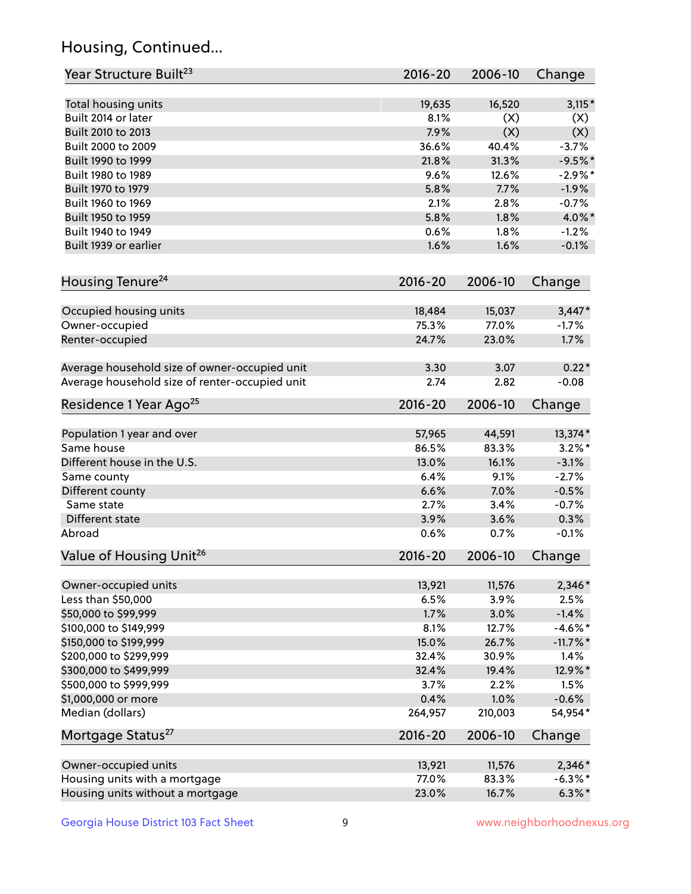## Housing, Continued...

| Year Structure Built[23] | 2016-20 | 2006-10 | Change |
|---|---|---|---|
| Total housing units | 19,635 | 16,520 | 3,115* |
| Built 2014 or later | 8.1% | (X) | (X) |
| Built 2010 to 2013 | 7.9% | (X) | (X) |
| Built 2000 to 2009 | 36.6% | 40.4% | -3.7% |
| Built 1990 to 1999 | 21.8% | 31.3% | -9.5%* |
| Built 1980 to 1989 | 9.6% | 12.6% | -2.9%* |
| Built 1970 to 1979 | 5.8% | 7.7% | -1.9% |
| Built 1960 to 1969 | 2.1% | 2.8% | -0.7% |
| Built 1950 to 1959 | 5.8% | 1.8% | 4.0%* |
| Built 1940 to 1949 | 0.6% | 1.8% | -1.2% |
| Built 1939 or earlier | 1.6% | 1.6% | -0.1% |

| Housing Tenure[24] | 2016-20 | 2006-10 | Change |
|---|---|---|---|
| Occupied housing units | 18,484 | 15,037 | 3,447* |
| Owner-occupied | 75.3% | 77.0% | -1.7% |
| Renter-occupied | 24.7% | 23.0% | 1.7% |
| Average household size of owner-occupied unit | 3.30 | 3.07 | 0.22* |
| Average household size of renter-occupied unit | 2.74 | 2.82 | -0.08 |

| Residence 1 Year Ago[25] | 2016-20 | 2006-10 | Change |
|---|---|---|---|
| Population 1 year and over | 57,965 | 44,591 | 13,374* |
| Same house | 86.5% | 83.3% | 3.2%* |
| Different house in the U.S. | 13.0% | 16.1% | -3.1% |
| Same county | 6.4% | 9.1% | -2.7% |
| Different county | 6.6% | 7.0% | -0.5% |
| Same state | 2.7% | 3.4% | -0.7% |
| Different state | 3.9% | 3.6% | 0.3% |
| Abroad | 0.6% | 0.7% | -0.1% |

| Value of Housing Unit[26] | 2016-20 | 2006-10 | Change |
|---|---|---|---|
| Owner-occupied units | 13,921 | 11,576 | 2,346* |
| Less than $50,000 | 6.5% | 3.9% | 2.5% |
| $50,000 to $99,999 | 1.7% | 3.0% | -1.4% |
| $100,000 to $149,999 | 8.1% | 12.7% | -4.6%* |
| $150,000 to $199,999 | 15.0% | 26.7% | -11.7%* |
| $200,000 to $299,999 | 32.4% | 30.9% | 1.4% |
| $300,000 to $499,999 | 32.4% | 19.4% | 12.9%* |
| $500,000 to $999,999 | 3.7% | 2.2% | 1.5% |
| $1,000,000 or more | 0.4% | 1.0% | -0.6% |
| Median (dollars) | 264,957 | 210,003 | 54,954* |

| Mortgage Status[27] | 2016-20 | 2006-10 | Change |
|---|---|---|---|
| Owner-occupied units | 13,921 | 11,576 | 2,346* |
| Housing units with a mortgage | 77.0% | 83.3% | -6.3%* |
| Housing units without a mortgage | 23.0% | 16.7% | 6.3%* |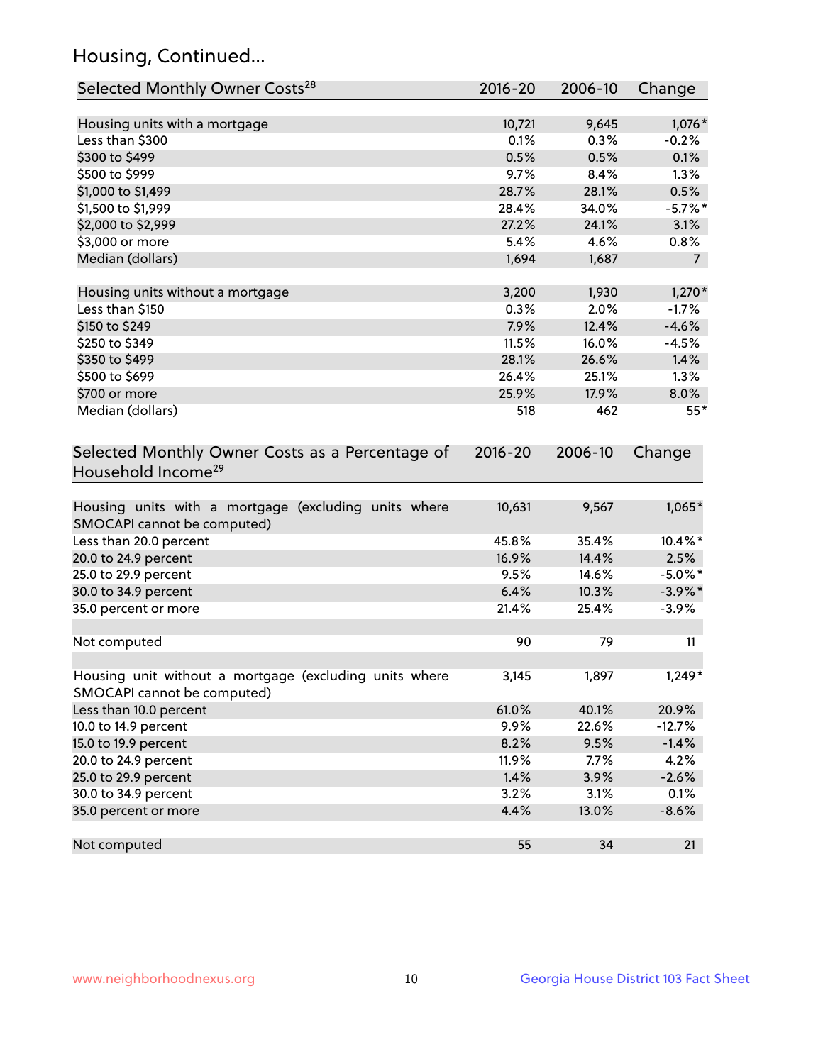## Housing, Continued...

| Selected Monthly Owner Costs[28] | 2016-20 | 2006-10 | Change |
|---|---|---|---|
| Housing units with a mortgage | 10,721 | 9,645 | 1,076* |
| Less than $300 | 0.1% | 0.3% | -0.2% |
| $300 to $499 | 0.5% | 0.5% | 0.1% |
| $500 to $999 | 9.7% | 8.4% | 1.3% |
| $1,000 to $1,499 | 28.7% | 28.1% | 0.5% |
| $1,500 to $1,999 | 28.4% | 34.0% | -5.7%* |
| $2,000 to $2,999 | 27.2% | 24.1% | 3.1% |
| $3,000 or more | 5.4% | 4.6% | 0.8% |
| Median (dollars) | 1,694 | 1,687 | 7 |
| | | | |
| Housing units without a mortgage | 3,200 | 1,930 | 1,270* |
| Less than $150 | 0.3% | 2.0% | -1.7% |
| $150 to $249 | 7.9% | 12.4% | -4.6% |
| $250 to $349 | 11.5% | 16.0% | -4.5% |
| $350 to $499 | 28.1% | 26.6% | 1.4% |
| $500 to $699 | 26.4% | 25.1% | 1.3% |
| $700 or more | 25.9% | 17.9% | 8.0% |
| Median (dollars) | 518 | 462 | 55* |

| Selected Monthly Owner Costs as a Percentage of Household Income[29] | 2016-20 | 2006-10 | Change |
|---|---|---|---|
| Housing units with a mortgage (excluding units where SMOCAPI cannot be computed) | 10,631 | 9,567 | 1,065* |
| Less than 20.0 percent | 45.8% | 35.4% | 10.4%* |
| 20.0 to 24.9 percent | 16.9% | 14.4% | 2.5% |
| 25.0 to 29.9 percent | 9.5% | 14.6% | -5.0%* |
| 30.0 to 34.9 percent | 6.4% | 10.3% | -3.9%* |
| 35.0 percent or more | 21.4% | 25.4% | -3.9% |
| | | | |
| Not computed | 90 | 79 | 11 |
| | | | |
| Housing unit without a mortgage (excluding units where SMOCAPI cannot be computed) | 3,145 | 1,897 | 1,249* |
| Less than 10.0 percent | 61.0% | 40.1% | 20.9% |
| 10.0 to 14.9 percent | 9.9% | 22.6% | -12.7% |
| 15.0 to 19.9 percent | 8.2% | 9.5% | -1.4% |
| 20.0 to 24.9 percent | 11.9% | 7.7% | 4.2% |
| 25.0 to 29.9 percent | 1.4% | 3.9% | -2.6% |
| 30.0 to 34.9 percent | 3.2% | 3.1% | 0.1% |
| 35.0 percent or more | 4.4% | 13.0% | -8.6% |
| | | | |
| Not computed | 55 | 34 | 21 |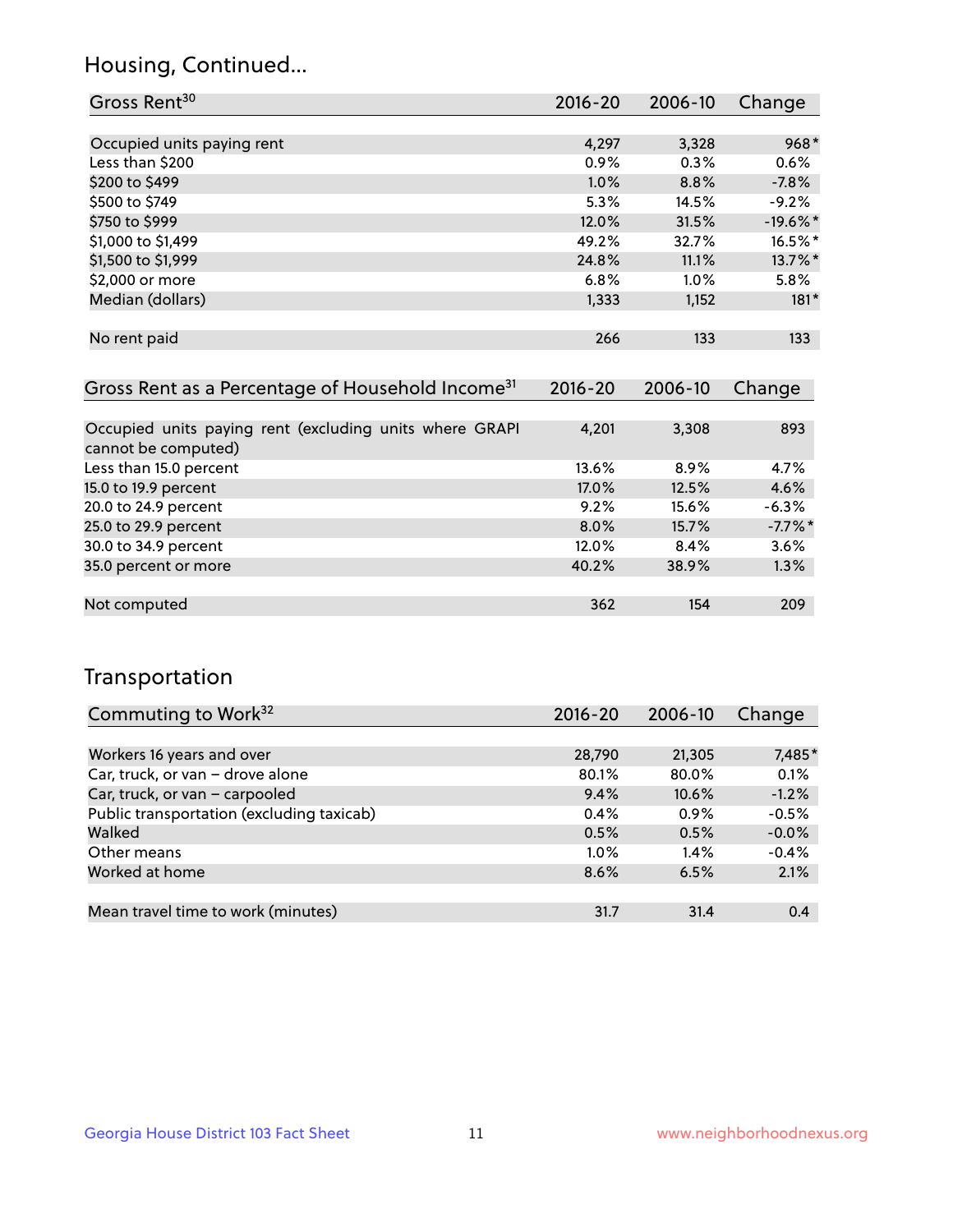## Housing, Continued...

| Gross Rent[30] | 2016-20 | 2006-10 | Change |
|---|---|---|---|
| Occupied units paying rent | 4,297 | 3,328 | 968* |
| Less than $200 | 0.9% | 0.3% | 0.6% |
| $200 to $499 | 1.0% | 8.8% | -7.8% |
| $500 to $749 | 5.3% | 14.5% | -9.2% |
| $750 to $999 | 12.0% | 31.5% | -19.6%* |
| $1,000 to $1,499 | 49.2% | 32.7% | 16.5%* |
| $1,500 to $1,999 | 24.8% | 11.1% | 13.7%* |
| $2,000 or more | 6.8% | 1.0% | 5.8% |
| Median (dollars) | 1,333 | 1,152 | 181* |
| No rent paid | 266 | 133 | 133 |

| Gross Rent as a Percentage of Household Income[31] | 2016-20 | 2006-10 | Change |
|---|---|---|---|
| Occupied units paying rent (excluding units where GRAPI cannot be computed) | 4,201 | 3,308 | 893 |
| Less than 15.0 percent | 13.6% | 8.9% | 4.7% |
| 15.0 to 19.9 percent | 17.0% | 12.5% | 4.6% |
| 20.0 to 24.9 percent | 9.2% | 15.6% | -6.3% |
| 25.0 to 29.9 percent | 8.0% | 15.7% | -7.7%* |
| 30.0 to 34.9 percent | 12.0% | 8.4% | 3.6% |
| 35.0 percent or more | 40.2% | 38.9% | 1.3% |
| Not computed | 362 | 154 | 209 |

## Transportation

| Commuting to Work[32] | 2016-20 | 2006-10 | Change |
|---|---|---|---|
| Workers 16 years and over | 28,790 | 21,305 | 7,485* |
| Car, truck, or van – drove alone | 80.1% | 80.0% | 0.1% |
| Car, truck, or van – carpooled | 9.4% | 10.6% | -1.2% |
| Public transportation (excluding taxicab) | 0.4% | 0.9% | -0.5% |
| Walked | 0.5% | 0.5% | -0.0% |
| Other means | 1.0% | 1.4% | -0.4% |
| Worked at home | 8.6% | 6.5% | 2.1% |
| Mean travel time to work (minutes) | 31.7 | 31.4 | 0.4 |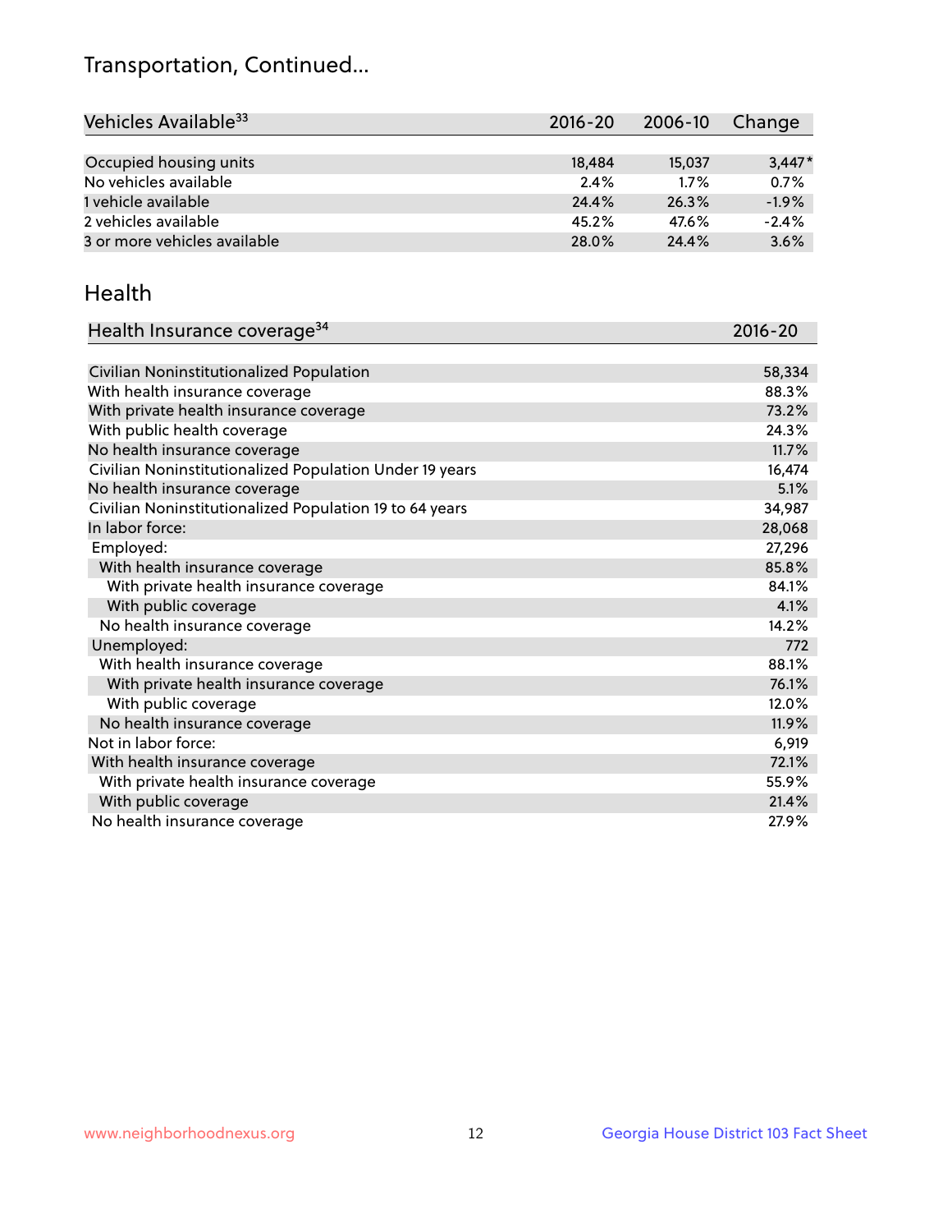# Transportation, Continued...

| Vehicles Available[33] | 2016-20 | 2006-10 | Change |
|---|---|---|---|
| Occupied housing units | 18,484 | 15,037 | 3,447* |
| No vehicles available | 2.4% | 1.7% | 0.7% |
| 1 vehicle available | 24.4% | 26.3% | -1.9% |
| 2 vehicles available | 45.2% | 47.6% | -2.4% |
| 3 or more vehicles available | 28.0% | 24.4% | 3.6% |

## Health

| Health Insurance coverage[34] | 2016-20 |
|---|---|
| Civilian Noninstitutionalized Population | 58,334 |
| With health insurance coverage | 88.3% |
| With private health insurance coverage | 73.2% |
| With public health coverage | 24.3% |
| No health insurance coverage | 11.7% |
| Civilian Noninstitutionalized Population Under 19 years | 16,474 |
| No health insurance coverage | 5.1% |
| Civilian Noninstitutionalized Population 19 to 64 years | 34,987 |
| In labor force: | 28,068 |
| Employed: | 27,296 |
| With health insurance coverage | 85.8% |
| With private health insurance coverage | 84.1% |
| With public coverage | 4.1% |
| No health insurance coverage | 14.2% |
| Unemployed: | 772 |
| With health insurance coverage | 88.1% |
| With private health insurance coverage | 76.1% |
| With public coverage | 12.0% |
| No health insurance coverage | 11.9% |
| Not in labor force: | 6,919 |
| With health insurance coverage | 72.1% |
| With private health insurance coverage | 55.9% |
| With public coverage | 21.4% |
| No health insurance coverage | 27.9% |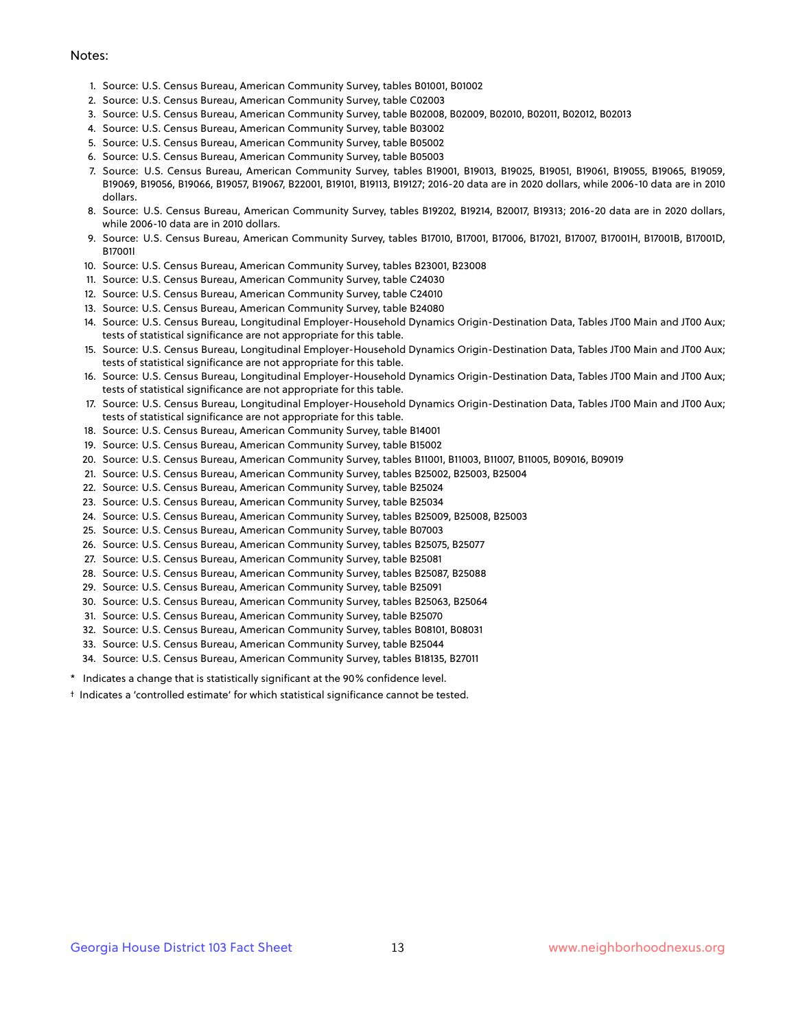Notes:

1. Source: U.S. Census Bureau, American Community Survey, tables B01001, B01002
2. Source: U.S. Census Bureau, American Community Survey, table C02003
3. Source: U.S. Census Bureau, American Community Survey, table B02008, B02009, B02010, B02011, B02012, B02013
4. Source: U.S. Census Bureau, American Community Survey, table B03002
5. Source: U.S. Census Bureau, American Community Survey, table B05002
6. Source: U.S. Census Bureau, American Community Survey, table B05003
7. Source: U.S. Census Bureau, American Community Survey, tables B19001, B19013, B19025, B19051, B19061, B19055, B19065, B19059, B19069, B19056, B19066, B19057, B19067, B22001, B19101, B19113, B19127; 2016-20 data are in 2020 dollars, while 2006-10 data are in 2010 dollars.
8. Source: U.S. Census Bureau, American Community Survey, tables B19202, B19214, B20017, B19313; 2016-20 data are in 2020 dollars, while 2006-10 data are in 2010 dollars.
9. Source: U.S. Census Bureau, American Community Survey, tables B17010, B17001, B17006, B17021, B17007, B17001H, B17001B, B17001D, B17001I
10. Source: U.S. Census Bureau, American Community Survey, tables B23001, B23008
11. Source: U.S. Census Bureau, American Community Survey, table C24030
12. Source: U.S. Census Bureau, American Community Survey, table C24010
13. Source: U.S. Census Bureau, American Community Survey, table B24080
14. Source: U.S. Census Bureau, Longitudinal Employer-Household Dynamics Origin-Destination Data, Tables JT00 Main and JT00 Aux; tests of statistical significance are not appropriate for this table.
15. Source: U.S. Census Bureau, Longitudinal Employer-Household Dynamics Origin-Destination Data, Tables JT00 Main and JT00 Aux; tests of statistical significance are not appropriate for this table.
16. Source: U.S. Census Bureau, Longitudinal Employer-Household Dynamics Origin-Destination Data, Tables JT00 Main and JT00 Aux; tests of statistical significance are not appropriate for this table.
17. Source: U.S. Census Bureau, Longitudinal Employer-Household Dynamics Origin-Destination Data, Tables JT00 Main and JT00 Aux; tests of statistical significance are not appropriate for this table.
18. Source: U.S. Census Bureau, American Community Survey, table B14001
19. Source: U.S. Census Bureau, American Community Survey, table B15002
20. Source: U.S. Census Bureau, American Community Survey, tables B11001, B11003, B11007, B11005, B09016, B09019
21. Source: U.S. Census Bureau, American Community Survey, tables B25002, B25003, B25004
22. Source: U.S. Census Bureau, American Community Survey, table B25024
23. Source: U.S. Census Bureau, American Community Survey, table B25034
24. Source: U.S. Census Bureau, American Community Survey, tables B25009, B25008, B25003
25. Source: U.S. Census Bureau, American Community Survey, table B07003
26. Source: U.S. Census Bureau, American Community Survey, tables B25075, B25077
27. Source: U.S. Census Bureau, American Community Survey, table B25081
28. Source: U.S. Census Bureau, American Community Survey, tables B25087, B25088
29. Source: U.S. Census Bureau, American Community Survey, table B25091
30. Source: U.S. Census Bureau, American Community Survey, tables B25063, B25064
31. Source: U.S. Census Bureau, American Community Survey, table B25070
32. Source: U.S. Census Bureau, American Community Survey, tables B08101, B08031
33. Source: U.S. Census Bureau, American Community Survey, table B25044
34. Source: U.S. Census Bureau, American Community Survey, tables B18135, B27011

\* Indicates a change that is statistically significant at the 90% confidence level.

† Indicates a 'controlled estimate' for which statistical significance cannot be tested.